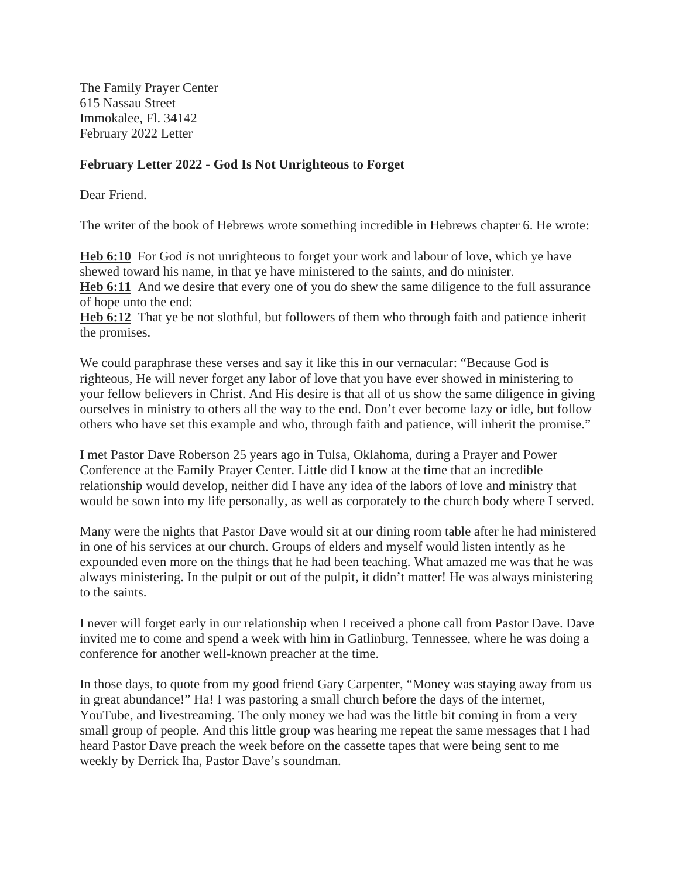The Family Prayer Center
615 Nassau Street
Immokalee, Fl. 34142
February 2022 Letter

**February Letter 2022 - God Is Not Unrighteous to Forget**

Dear Friend.

The writer of the book of Hebrews wrote something incredible in Hebrews chapter 6. He wrote:

**Heb 6:10** For God *is* not unrighteous to forget your work and labour of love, which ye have shewed toward his name, in that ye have ministered to the saints, and do minister.
**Heb 6:11** And we desire that every one of you do shew the same diligence to the full assurance of hope unto the end:
**Heb 6:12** That ye be not slothful, but followers of them who through faith and patience inherit the promises.

We could paraphrase these verses and say it like this in our vernacular: "Because God is righteous, He will never forget any labor of love that you have ever showed in ministering to your fellow believers in Christ. And His desire is that all of us show the same diligence in giving ourselves in ministry to others all the way to the end. Don't ever become lazy or idle, but follow others who have set this example and who, through faith and patience, will inherit the promise."

I met Pastor Dave Roberson 25 years ago in Tulsa, Oklahoma, during a Prayer and Power Conference at the Family Prayer Center. Little did I know at the time that an incredible relationship would develop, neither did I have any idea of the labors of love and ministry that would be sown into my life personally, as well as corporately to the church body where I served.

Many were the nights that Pastor Dave would sit at our dining room table after he had ministered in one of his services at our church. Groups of elders and myself would listen intently as he expounded even more on the things that he had been teaching. What amazed me was that he was always ministering. In the pulpit or out of the pulpit, it didn't matter! He was always ministering to the saints.

I never will forget early in our relationship when I received a phone call from Pastor Dave. Dave invited me to come and spend a week with him in Gatlinburg, Tennessee, where he was doing a conference for another well-known preacher at the time.

In those days, to quote from my good friend Gary Carpenter, "Money was staying away from us in great abundance!" Ha! I was pastoring a small church before the days of the internet, YouTube, and livestreaming. The only money we had was the little bit coming in from a very small group of people. And this little group was hearing me repeat the same messages that I had heard Pastor Dave preach the week before on the cassette tapes that were being sent to me weekly by Derrick Iha, Pastor Dave's soundman.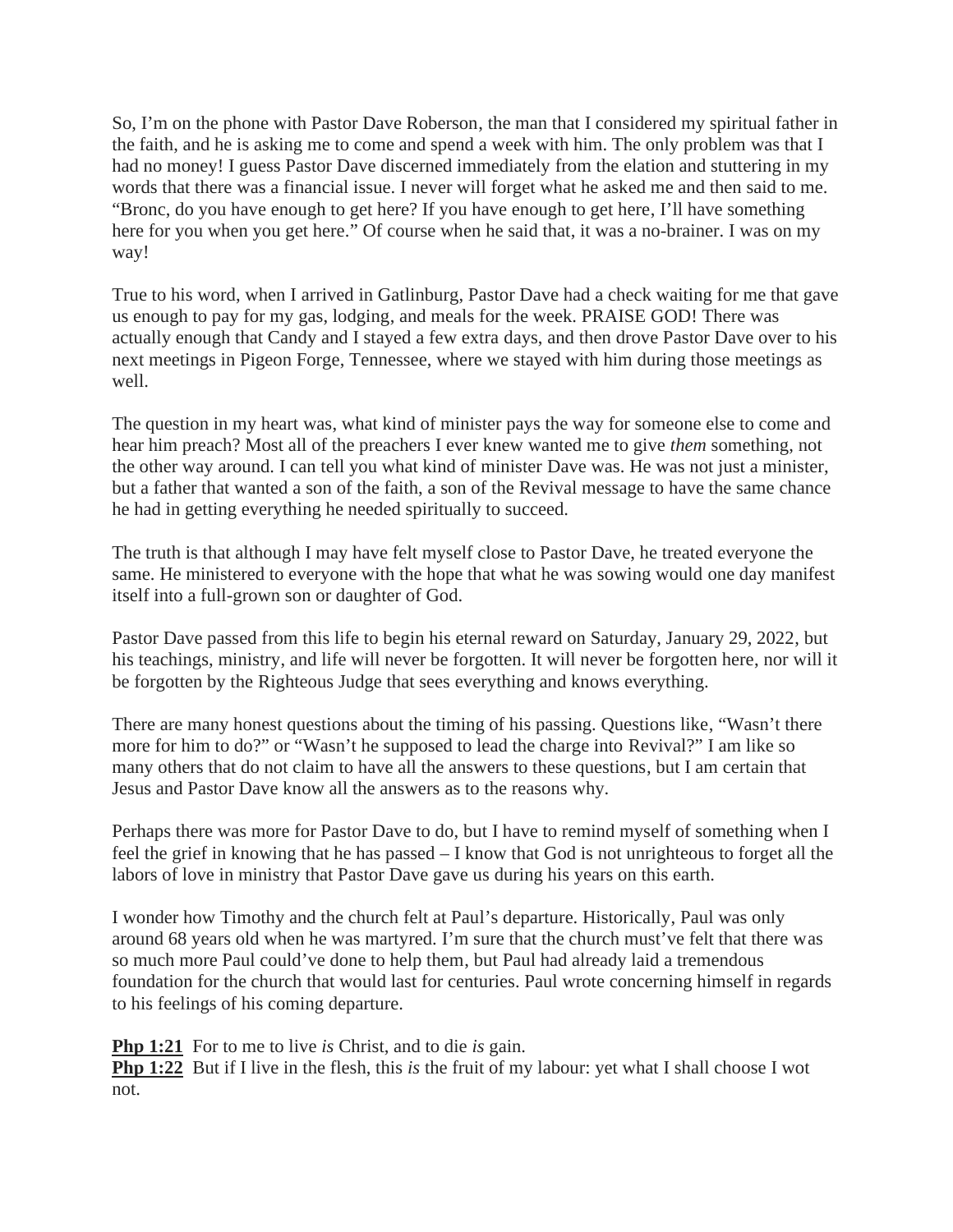So, I'm on the phone with Pastor Dave Roberson, the man that I considered my spiritual father in the faith, and he is asking me to come and spend a week with him. The only problem was that I had no money! I guess Pastor Dave discerned immediately from the elation and stuttering in my words that there was a financial issue. I never will forget what he asked me and then said to me. "Bronc, do you have enough to get here? If you have enough to get here, I'll have something here for you when you get here." Of course when he said that, it was a no-brainer. I was on my way!

True to his word, when I arrived in Gatlinburg, Pastor Dave had a check waiting for me that gave us enough to pay for my gas, lodging, and meals for the week. PRAISE GOD! There was actually enough that Candy and I stayed a few extra days, and then drove Pastor Dave over to his next meetings in Pigeon Forge, Tennessee, where we stayed with him during those meetings as well.

The question in my heart was, what kind of minister pays the way for someone else to come and hear him preach? Most all of the preachers I ever knew wanted me to give *them* something, not the other way around. I can tell you what kind of minister Dave was. He was not just a minister, but a father that wanted a son of the faith, a son of the Revival message to have the same chance he had in getting everything he needed spiritually to succeed.

The truth is that although I may have felt myself close to Pastor Dave, he treated everyone the same. He ministered to everyone with the hope that what he was sowing would one day manifest itself into a full-grown son or daughter of God.

Pastor Dave passed from this life to begin his eternal reward on Saturday, January 29, 2022, but his teachings, ministry, and life will never be forgotten. It will never be forgotten here, nor will it be forgotten by the Righteous Judge that sees everything and knows everything.

There are many honest questions about the timing of his passing. Questions like, "Wasn't there more for him to do?" or "Wasn't he supposed to lead the charge into Revival?" I am like so many others that do not claim to have all the answers to these questions, but I am certain that Jesus and Pastor Dave know all the answers as to the reasons why.

Perhaps there was more for Pastor Dave to do, but I have to remind myself of something when I feel the grief in knowing that he has passed – I know that God is not unrighteous to forget all the labors of love in ministry that Pastor Dave gave us during his years on this earth.

I wonder how Timothy and the church felt at Paul's departure. Historically, Paul was only around 68 years old when he was martyred. I'm sure that the church must've felt that there was so much more Paul could've done to help them, but Paul had already laid a tremendous foundation for the church that would last for centuries. Paul wrote concerning himself in regards to his feelings of his coming departure.

**Php 1:21** For to me to live *is* Christ, and to die *is* gain.
**Php 1:22** But if I live in the flesh, this *is* the fruit of my labour: yet what I shall choose I wot not.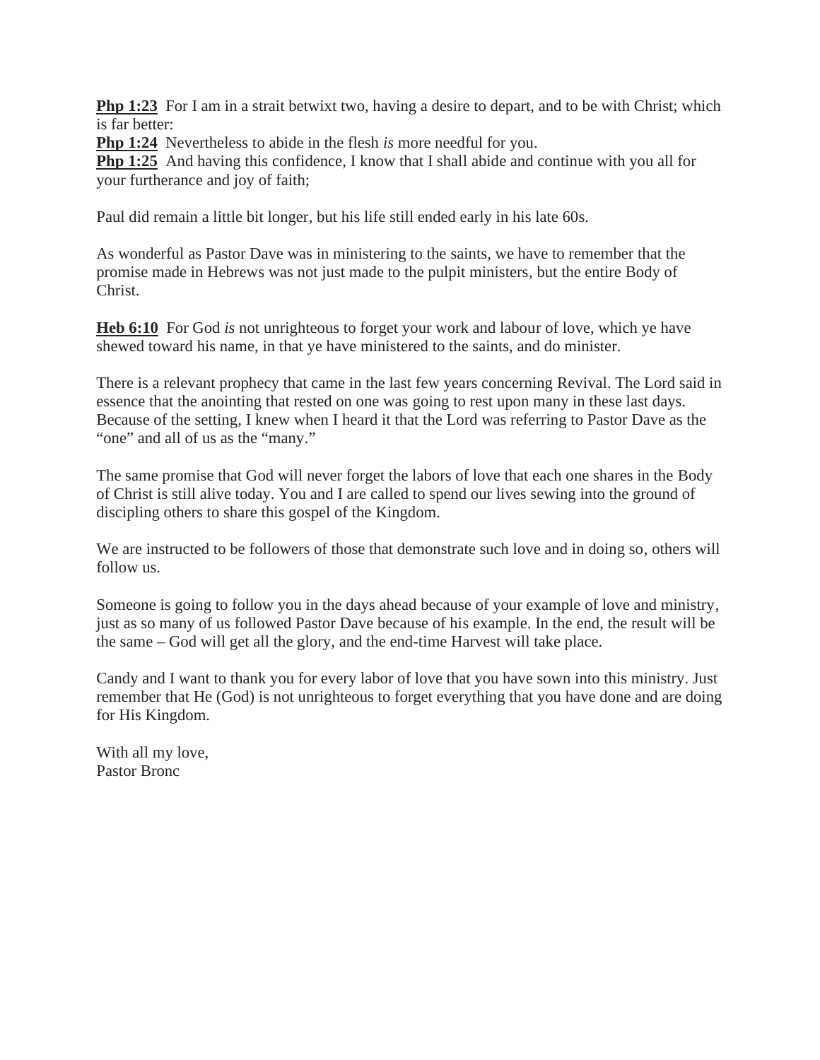**Php 1:23** For I am in a strait betwixt two, having a desire to depart, and to be with Christ; which is far better:
**Php 1:24** Nevertheless to abide in the flesh *is* more needful for you.
**Php 1:25** And having this confidence, I know that I shall abide and continue with you all for your furtherance and joy of faith;

Paul did remain a little bit longer, but his life still ended early in his late 60s.

As wonderful as Pastor Dave was in ministering to the saints, we have to remember that the promise made in Hebrews was not just made to the pulpit ministers, but the entire Body of Christ.

**Heb 6:10** For God *is* not unrighteous to forget your work and labour of love, which ye have shewed toward his name, in that ye have ministered to the saints, and do minister.

There is a relevant prophecy that came in the last few years concerning Revival. The Lord said in essence that the anointing that rested on one was going to rest upon many in these last days. Because of the setting, I knew when I heard it that the Lord was referring to Pastor Dave as the "one" and all of us as the "many."

The same promise that God will never forget the labors of love that each one shares in the Body of Christ is still alive today. You and I are called to spend our lives sewing into the ground of discipling others to share this gospel of the Kingdom.

We are instructed to be followers of those that demonstrate such love and in doing so, others will follow us.

Someone is going to follow you in the days ahead because of your example of love and ministry, just as so many of us followed Pastor Dave because of his example. In the end, the result will be the same – God will get all the glory, and the end-time Harvest will take place.

Candy and I want to thank you for every labor of love that you have sown into this ministry. Just remember that He (God) is not unrighteous to forget everything that you have done and are doing for His Kingdom.

With all my love,
Pastor Bronc